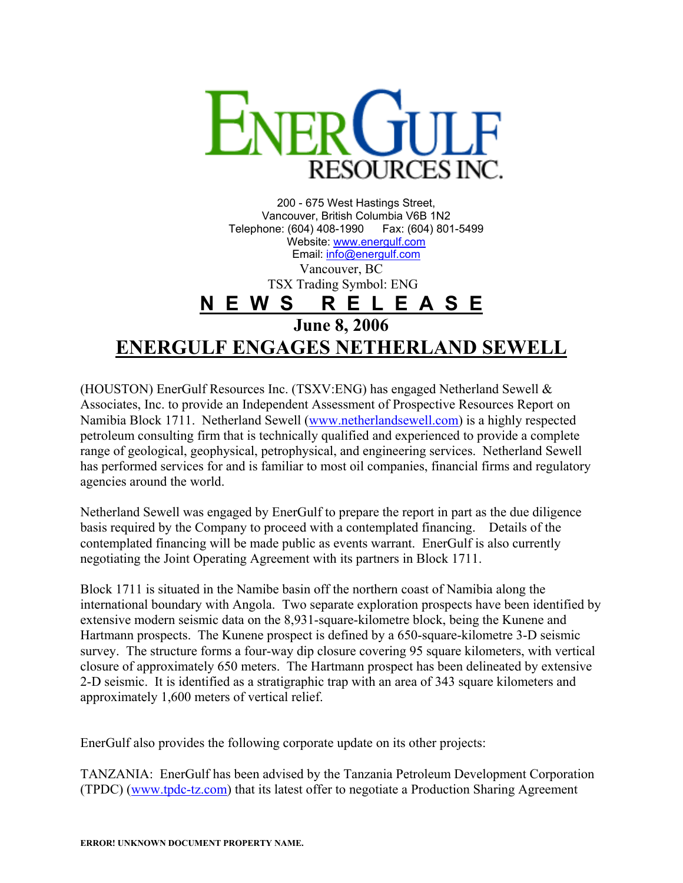# EnerGulf Resources Inc.

200 - 675 West Hastings Street,
Vancouver, British Columbia V6B 1N2
Telephone: (604) 408-1990 Fax: (604) 801-5499
Website: www.energulf.com
Email: info@energulf.com

Vancouver, BC
TSX Trading Symbol: ENG

## N E W S R E L E A S E

**June 8, 2006**

## ENERGULF ENGAGES NETHERLAND SEWELL

(HOUSTON) EnerGulf Resources Inc. (TSXV:ENG) has engaged Netherland Sewell & Associates, Inc. to provide an Independent Assessment of Prospective Resources Report on Namibia Block 1711. Netherland Sewell (www.netherlandsewell.com) is a highly respected petroleum consulting firm that is technically qualified and experienced to provide a complete range of geological, geophysical, petrophysical, and engineering services. Netherland Sewell has performed services for and is familiar to most oil companies, financial firms and regulatory agencies around the world.

Netherland Sewell was engaged by EnerGulf to prepare the report in part as the due diligence basis required by the Company to proceed with a contemplated financing. Details of the contemplated financing will be made public as events warrant. EnerGulf is also currently negotiating the Joint Operating Agreement with its partners in Block 1711.

Block 1711 is situated in the Namibe basin off the northern coast of Namibia along the international boundary with Angola. Two separate exploration prospects have been identified by extensive modern seismic data on the 8,931-square-kilometre block, being the Kunene and Hartmann prospects. The Kunene prospect is defined by a 650-square-kilometre 3-D seismic survey. The structure forms a four-way dip closure covering 95 square kilometers, with vertical closure of approximately 650 meters. The Hartmann prospect has been delineated by extensive 2-D seismic. It is identified as a stratigraphic trap with an area of 343 square kilometers and approximately 1,600 meters of vertical relief.

EnerGulf also provides the following corporate update on its other projects:

TANZANIA: EnerGulf has been advised by the Tanzania Petroleum Development Corporation (TPDC) (www.tpdc-tz.com) that its latest offer to negotiate a Production Sharing Agreement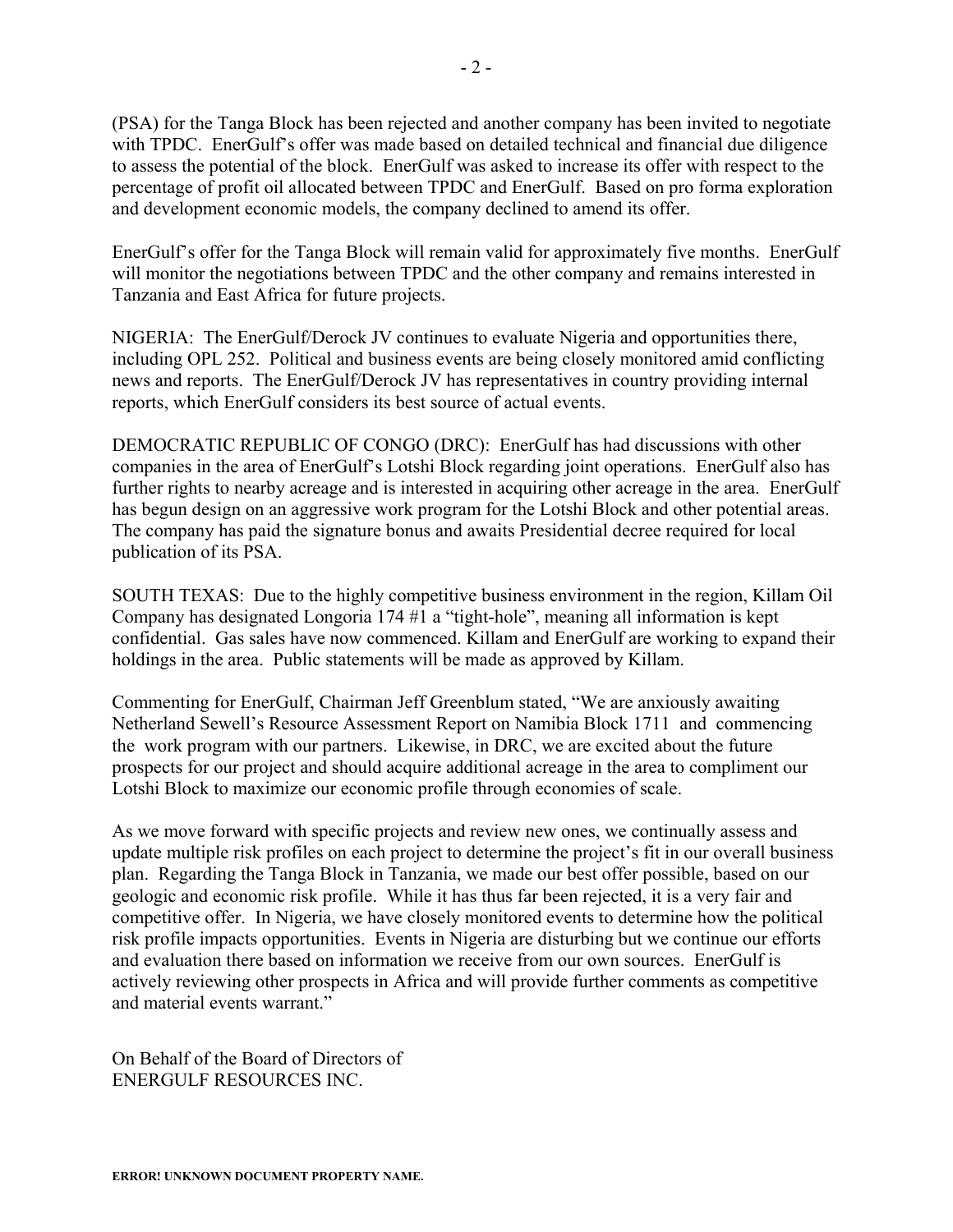(PSA) for the Tanga Block has been rejected and another company has been invited to negotiate with TPDC. EnerGulf's offer was made based on detailed technical and financial due diligence to assess the potential of the block. EnerGulf was asked to increase its offer with respect to the percentage of profit oil allocated between TPDC and EnerGulf. Based on pro forma exploration and development economic models, the company declined to amend its offer.

EnerGulf's offer for the Tanga Block will remain valid for approximately five months. EnerGulf will monitor the negotiations between TPDC and the other company and remains interested in Tanzania and East Africa for future projects.

NIGERIA: The EnerGulf/Derock JV continues to evaluate Nigeria and opportunities there, including OPL 252. Political and business events are being closely monitored amid conflicting news and reports. The EnerGulf/Derock JV has representatives in country providing internal reports, which EnerGulf considers its best source of actual events.

DEMOCRATIC REPUBLIC OF CONGO (DRC): EnerGulf has had discussions with other companies in the area of EnerGulf's Lotshi Block regarding joint operations. EnerGulf also has further rights to nearby acreage and is interested in acquiring other acreage in the area. EnerGulf has begun design on an aggressive work program for the Lotshi Block and other potential areas. The company has paid the signature bonus and awaits Presidential decree required for local publication of its PSA.

SOUTH TEXAS: Due to the highly competitive business environment in the region, Killam Oil Company has designated Longoria 174 #1 a "tight-hole", meaning all information is kept confidential. Gas sales have now commenced. Killam and EnerGulf are working to expand their holdings in the area. Public statements will be made as approved by Killam.

Commenting for EnerGulf, Chairman Jeff Greenblum stated, "We are anxiously awaiting Netherland Sewell's Resource Assessment Report on Namibia Block 1711 and commencing the work program with our partners. Likewise, in DRC, we are excited about the future prospects for our project and should acquire additional acreage in the area to compliment our Lotshi Block to maximize our economic profile through economies of scale.

As we move forward with specific projects and review new ones, we continually assess and update multiple risk profiles on each project to determine the project's fit in our overall business plan. Regarding the Tanga Block in Tanzania, we made our best offer possible, based on our geologic and economic risk profile. While it has thus far been rejected, it is a very fair and competitive offer. In Nigeria, we have closely monitored events to determine how the political risk profile impacts opportunities. Events in Nigeria are disturbing but we continue our efforts and evaluation there based on information we receive from our own sources. EnerGulf is actively reviewing other prospects in Africa and will provide further comments as competitive and material events warrant."

On Behalf of the Board of Directors of
ENERGULF RESOURCES INC.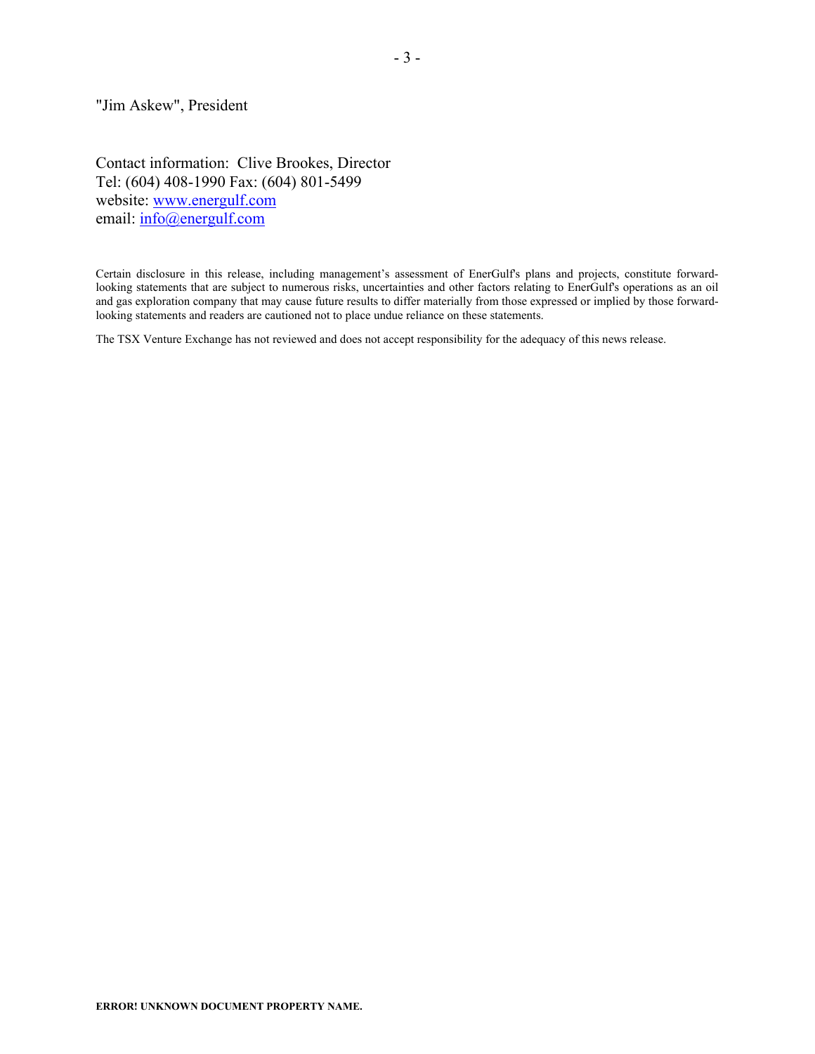"Jim Askew", President

Contact information: Clive Brookes, Director
Tel: (604) 408-1990 Fax: (604) 801-5499
website: www.energulf.com
email: info@energulf.com

Certain disclosure in this release, including management's assessment of EnerGulf's plans and projects, constitute forward-looking statements that are subject to numerous risks, uncertainties and other factors relating to EnerGulf's operations as an oil and gas exploration company that may cause future results to differ materially from those expressed or implied by those forward-looking statements and readers are cautioned not to place undue reliance on these statements.

The TSX Venture Exchange has not reviewed and does not accept responsibility for the adequacy of this news release.

**ERROR! UNKNOWN DOCUMENT PROPERTY NAME.**